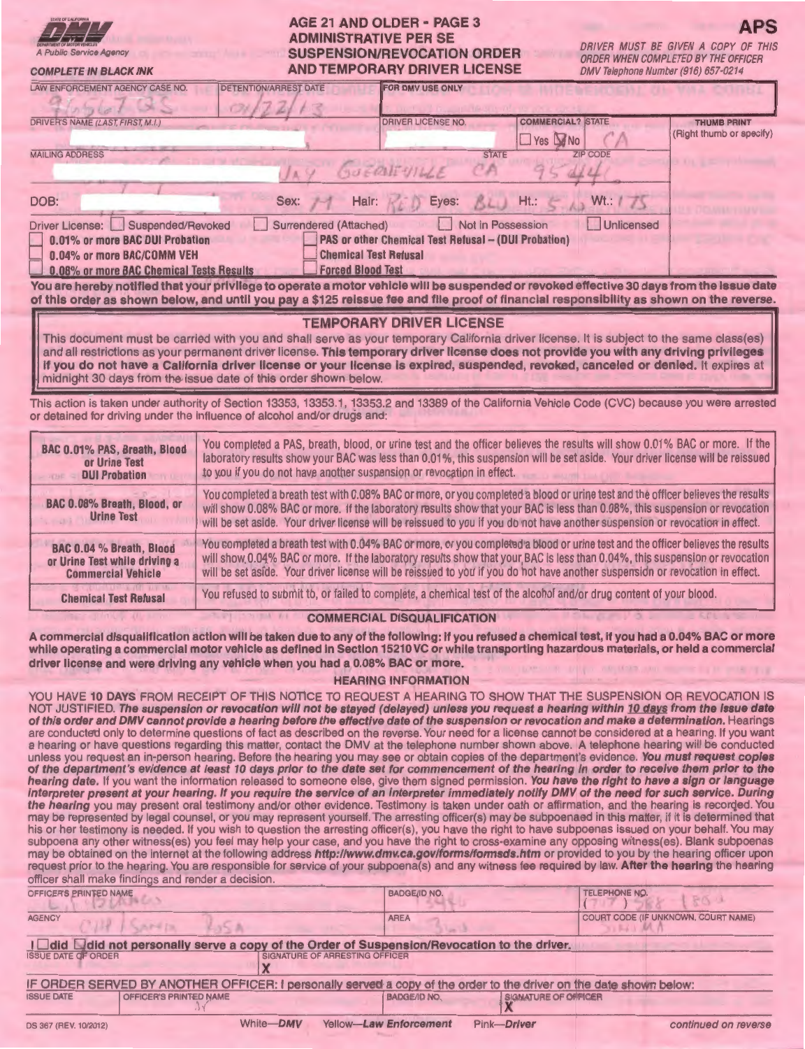STATE OF CALIFORNIA
DMV
DEPARTMENT OF MOTOR VEHICLES
A Public Service Agency

**COMPLETE IN BLACK INK**

# AGE 21 AND OLDER - PAGE 3
# ADMINISTRATIVE PER SE SUSPENSION/REVOCATION ORDER AND TEMPORARY DRIVER LICENSE

# APS

*DRIVER MUST BE GIVEN A COPY OF THIS ORDER WHEN COMPLETED BY THE OFFICER*
*DMV Telephone Number (916) 657-0214*

| LAW ENFORCEMENT AGENCY CASE NO. | DETENTION/ARREST DATE | FOR DMV USE ONLY | | |
|---|---|---|---|---|
| 9656725 | 01/22/13 | | | |
| DRIVER'S NAME (LAST, FIRST, M.I.) | | DRIVER LICENSE NO. | COMMERCIAL? ☐ Yes ☑ No | STATE CA |
| MAILING ADDRESS | GUERNEVILLE | | STATE CA | ZIP CODE 95446 |

THUMB PRINT (Right thumb or specify)

DOB: Sex: M Hair: RED Eyes: BLU Ht.: 5 ' Wt.: 175

Driver License: ☐ Suspended/Revoked ☐ Surrendered (Attached) ☐ Not in Possession ☐ Unlicensed

☐ **0.01% or more BAC DUI Probation**
☐ **0.04% or more BAC/COMM VEH**
☐ **0.08% or more BAC Chemical Tests Results**
☐ **PAS or other Chemical Test Refusal – (DUI Probation)**
☐ **Chemical Test Refusal**
☐ **Forced Blood Test**

**You are hereby notified that your privilege to operate a motor vehicle will be suspended or revoked effective 30 days from the issue date of this order as shown below, and until you pay a $125 reissue fee and file proof of financial responsibility as shown on the reverse.**

## TEMPORARY DRIVER LICENSE

This document must be carried with you and shall serve as your temporary California driver license. It is subject to the same class(es) and all restrictions as your permanent driver license. **This temporary driver license does not provide you with any driving privileges if you do not have a California driver license or your license is expired, suspended, revoked, canceled or denied.** It expires at midnight 30 days from the issue date of this order shown below.

This action is taken under authority of Section 13353, 13353.1, 13353.2 and 13389 of the California Vehicle Code (CVC) because you were arrested or detained for driving under the influence of alcohol and/or drugs and:

| | |
|---|---|
| **BAC 0.01% PAS, Breath, Blood or Urine Test DUI Probation** | You completed a PAS, breath, blood, or urine test and the officer believes the results will show 0.01% BAC or more. If the laboratory results show your BAC was less than 0.01%, this suspension will be set aside. Your driver license will be reissued to you if you do not have another suspension or revocation in effect. |
| **BAC 0.08% Breath, Blood, or Urine Test** | You completed a breath test with 0.08% BAC or more, or you completed a blood or urine test and the officer believes the results will show 0.08% BAC or more. If the laboratory results show that your BAC is less than 0.08%, this suspension or revocation will be set aside. Your driver license will be reissued to you if you do not have another suspension or revocation in effect. |
| **BAC 0.04 % Breath, Blood or Urine Test while driving a Commercial Vehicle** | You completed a breath test with 0.04% BAC or more, or you completed a blood or urine test and the officer believes the results will show 0.04% BAC or more. If the laboratory results show that your BAC is less than 0.04%, this suspension or revocation will be set aside. Your driver license will be reissued to you if you do not have another suspension or revocation in effect. |
| **Chemical Test Refusal** | You refused to submit to, or failed to complete, a chemical test of the alcohol and/or drug content of your blood. |

## COMMERCIAL DISQUALIFICATION

**A commercial disqualification action will be taken due to any of the following: If you refused a chemical test, if you had a 0.04% BAC or more while operating a commercial motor vehicle as defined in Section 15210 VC or while transporting hazardous materials, or held a commercial driver license and were driving any vehicle when you had a 0.08% BAC or more.**

## HEARING INFORMATION

YOU HAVE **10 DAYS** FROM RECEIPT OF THIS NOTICE TO REQUEST A HEARING TO SHOW THAT THE SUSPENSION OR REVOCATION IS NOT JUSTIFIED. ***The suspension or revocation will not be stayed (delayed) unless you request a hearing within 10 days from the issue date of this order and DMV cannot provide a hearing before the effective date of the suspension or revocation and make a determination.*** Hearings are conducted only to determine questions of fact as described on the reverse. Your need for a license cannot be considered at a hearing. If you want a hearing or have questions regarding this matter, contact the DMV at the telephone number shown above. A telephone hearing will be conducted unless you request an in-person hearing. Before the hearing you may see or obtain copies of the department's evidence. ***You must request copies of the department's evidence at least 10 days prior to the date set for commencement of the hearing in order to receive them prior to the hearing date.*** If you want the information released to someone else, give them signed permission. ***You have the right to have a sign or language interpreter present at your hearing. If you require the service of an interpreter immediately notify DMV of the need for such service. During the hearing*** you may present oral testimony and/or other evidence. Testimony is taken under oath or affirmation, and the hearing is recorded. You may be represented by legal counsel, or you may represent yourself. The arresting officer(s) may be subpoenaed in this matter, if it is determined that his or her testimony is needed. If you wish to question the arresting officer(s), you have the right to have subpoenas issued on your behalf. You may subpoena any other witness(es) you feel may help your case, and you have the right to cross-examine any opposing witness(es). Blank subpoenas may be obtained on the internet at the following address ***http://www.dmv.ca.gov/forms/formsds.htm*** or provided to you by the hearing officer upon request prior to the hearing. You are responsible for service of your subpoena(s) and any witness fee required by law. **After the hearing** the hearing officer shall make findings and render a decision.

| OFFICER'S PRINTED NAME | BADGE/ID NO. | TELEPHONE NO. |
|---|---|---|
| L. BURNS | 1984 | (707) 588-1800 |
| **AGENCY** | **AREA** | **COURT CODE (IF UNKNOWN, COURT NAME)** |
| CHP / SANTA ROSA | 340 | SONOMA |

**I ☐ did ☑ did not personally serve a copy of the Order of Suspension/Revocation to the driver.**

| ISSUE DATE OF ORDER | SIGNATURE OF ARRESTING OFFICER |
|---|---|
| | X |

**IF ORDER SERVED BY ANOTHER OFFICER: I personally served a copy of the order to the driver on the date shown below:**

| ISSUE DATE | OFFICER'S PRINTED NAME | BADGE/ID NO. | SIGNATURE OF OFFICER |
|---|---|---|---|
| | | | X |

DS 367 (REV. 10/2012) White—**DMV** Yellow—**Law Enforcement** Pink—**Driver** *continued on reverse*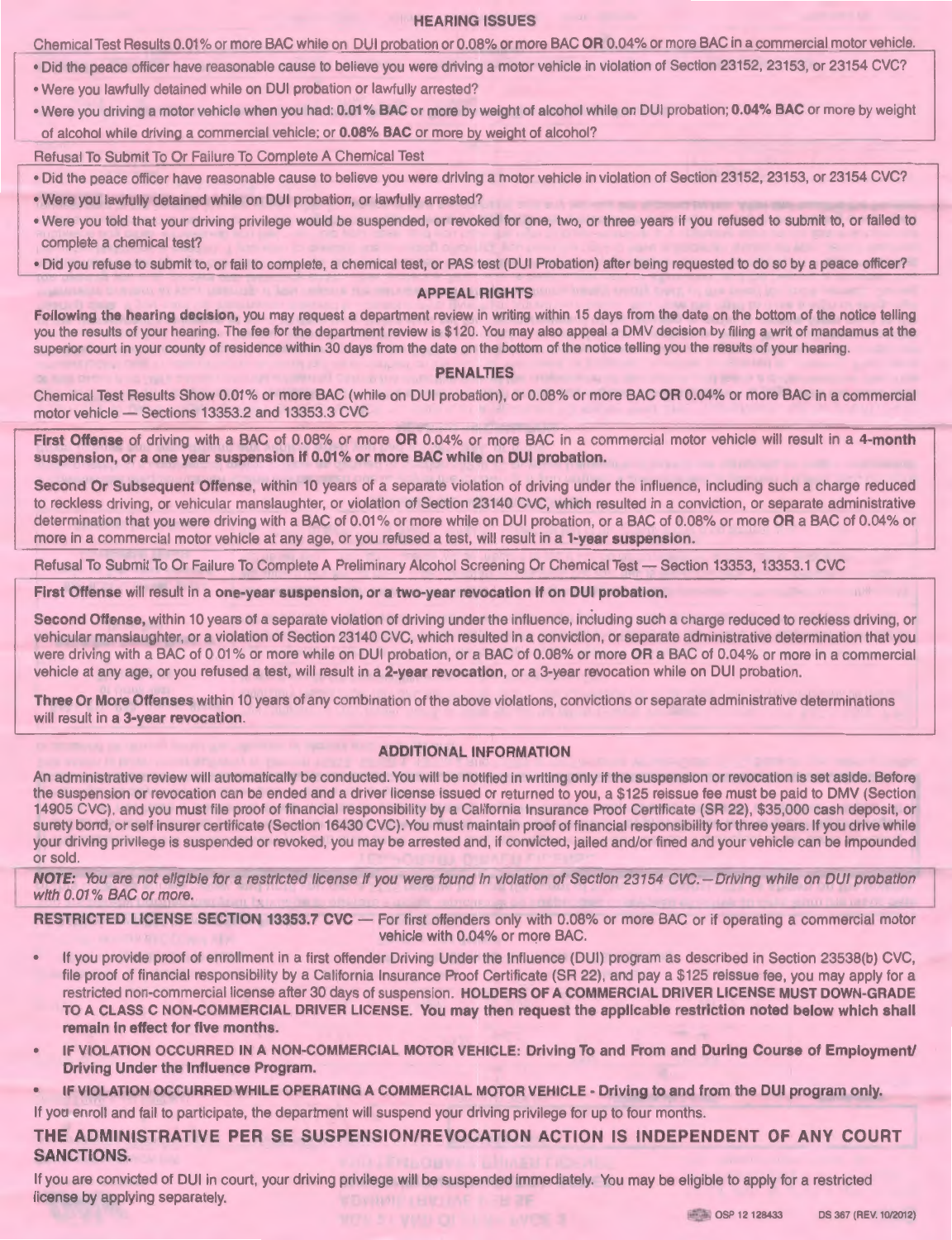## HEARING ISSUES

Chemical Test Results 0.01% or more BAC while on DUI probation or 0.08% or more BAC **OR** 0.04% or more BAC in a commercial motor vehicle.

- Did the peace officer have reasonable cause to believe you were driving a motor vehicle in violation of Section 23152, 23153, or 23154 CVC?
- Were you lawfully detained while on DUI probation or lawfully arrested?
- Were you driving a motor vehicle when you had: **0.01% BAC** or more by weight of alcohol while on DUI probation; **0.04% BAC** or more by weight of alcohol while driving a commercial vehicle; or **0.08% BAC** or more by weight of alcohol?

Refusal To Submit To Or Failure To Complete A Chemical Test

- Did the peace officer have reasonable cause to believe you were driving a motor vehicle in violation of Section 23152, 23153, or 23154 CVC?
- Were you lawfully detained while on DUI probation, or lawfully arrested?
- Were you told that your driving privilege would be suspended, or revoked for one, two, or three years if you refused to submit to, or failed to complete a chemical test?
- Did you refuse to submit to, or fail to complete, a chemical test, or PAS test (DUI Probation) after being requested to do so by a peace officer?

## APPEAL RIGHTS

**Following the hearing decision,** you may request a department review in writing within 15 days from the date on the bottom of the notice telling you the results of your hearing. The fee for the department review is $120. You may also appeal a DMV decision by filing a writ of mandamus at the superior court in your county of residence within 30 days from the date on the bottom of the notice telling you the results of your hearing.

## PENALTIES

Chemical Test Results Show 0.01% or more BAC (while on DUI probation), or 0.08% or more BAC **OR** 0.04% or more BAC in a commercial motor vehicle — Sections 13353.2 and 13353.3 CVC

**First Offense** of driving with a BAC of 0.08% or more **OR** 0.04% or more BAC in a commercial motor vehicle will result in a **4-month suspension, or a one year suspension if 0.01% or more BAC while on DUI probation.**

**Second Or Subsequent Offense**, within 10 years of a separate violation of driving under the influence, including such a charge reduced to reckless driving, or vehicular manslaughter, or violation of Section 23140 CVC, which resulted in a conviction, or separate administrative determination that you were driving with a BAC of 0.01% or more while on DUI probation, or a BAC of 0.08% or more **OR** a BAC of 0.04% or more in a commercial motor vehicle at any age, or you refused a test, will result in a **1-year suspension.**

Refusal To Submit To Or Failure To Complete A Preliminary Alcohol Screening Or Chemical Test — Section 13353, 13353.1 CVC

**First Offense** will result in a **one-year suspension, or a two-year revocation if on DUI probation.**

**Second Offense,** within 10 years of a separate violation of driving under the influence, including such a charge reduced to reckless driving, or vehicular manslaughter, or a violation of Section 23140 CVC, which resulted in a conviction, or separate administrative determination that you were driving with a BAC of 0 01% or more while on DUI probation, or a BAC of 0.08% or more **OR** a BAC of 0.04% or more in a commercial vehicle at any age, or you refused a test, will result in a **2-year revocation**, or a 3-year revocation while on DUI probation.

**Three Or More Offenses** within 10 years of any combination of the above violations, convictions or separate administrative determinations will result in a **3-year revocation**.

## ADDITIONAL INFORMATION

An administrative review will automatically be conducted. You will be notified in writing only if the suspension or revocation is set aside. Before the suspension or revocation can be ended and a driver license issued or returned to you, a $125 reissue fee must be paid to DMV (Section 14905 CVC), and you must file proof of financial responsibility by a California Insurance Proof Certificate (SR 22), $35,000 cash deposit, or surety bond, or self insurer certificate (Section 16430 CVC). You must maintain proof of financial responsibility for three years. If you drive while your driving privilege is suspended or revoked, you may be arrested and, if convicted, jailed and/or fined and your vehicle can be impounded or sold.

***NOTE:*** *You are not eligible for a restricted license if you were found in violation of Section 23154 CVC.—Driving while on DUI probation with 0.01% BAC or more.*

**RESTRICTED LICENSE SECTION 13353.7 CVC** — For first offenders only with 0.08% or more BAC or if operating a commercial motor vehicle with 0.04% or more BAC.

- If you provide proof of enrollment in a first offender Driving Under the Influence (DUI) program as described in Section 23538(b) CVC, file proof of financial responsibility by a California Insurance Proof Certificate (SR 22), and pay a $125 reissue fee, you may apply for a restricted non-commercial license after 30 days of suspension. **HOLDERS OF A COMMERCIAL DRIVER LICENSE MUST DOWN-GRADE TO A CLASS C NON-COMMERCIAL DRIVER LICENSE. You may then request the applicable restriction noted below which shall remain in effect for five months.**
- **IF VIOLATION OCCURRED IN A NON-COMMERCIAL MOTOR VEHICLE: Driving To and From and During Course of Employment/ Driving Under the Influence Program.**
- **IF VIOLATION OCCURRED WHILE OPERATING A COMMERCIAL MOTOR VEHICLE - Driving to and from the DUI program only.**

If you enroll and fail to participate, the department will suspend your driving privilege for up to four months.

**THE ADMINISTRATIVE PER SE SUSPENSION/REVOCATION ACTION IS INDEPENDENT OF ANY COURT SANCTIONS.**

If you are convicted of DUI in court, your driving privilege will be suspended immediately. You may be eligible to apply for a restricted license by applying separately.

OSP 12 128433 DS 367 (REV. 10/2012)